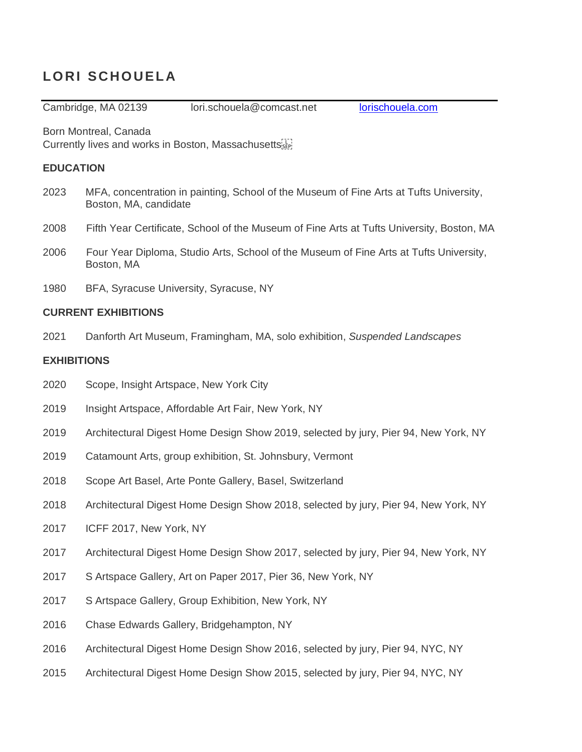# LORI SCHOUELA

Cambridge, MA 02139 lori.schouela@comcast.net [lorischouela.com](lorischouela.com)

Born Montreal, Canada
Currently lives and works in Boston, Massachusetts

## EDUCATION

2023 MFA, concentration in painting, School of the Museum of Fine Arts at Tufts University, Boston, MA, candidate

2008 Fifth Year Certificate, School of the Museum of Fine Arts at Tufts University, Boston, MA

2006 Four Year Diploma, Studio Arts, School of the Museum of Fine Arts at Tufts University, Boston, MA

1980 BFA, Syracuse University, Syracuse, NY

## CURRENT EXHIBITIONS

2021 Danforth Art Museum, Framingham, MA, solo exhibition, *Suspended Landscapes*

## EXHIBITIONS

2020 Scope, Insight Artspace, New York City

2019 Insight Artspace, Affordable Art Fair, New York, NY

2019 Architectural Digest Home Design Show 2019, selected by jury, Pier 94, New York, NY

2019 Catamount Arts, group exhibition, St. Johnsbury, Vermont

2018 Scope Art Basel, Arte Ponte Gallery, Basel, Switzerland

2018 Architectural Digest Home Design Show 2018, selected by jury, Pier 94, New York, NY

2017 ICFF 2017, New York, NY

2017 Architectural Digest Home Design Show 2017, selected by jury, Pier 94, New York, NY

2017 S Artspace Gallery, Art on Paper 2017, Pier 36, New York, NY

2017 S Artspace Gallery, Group Exhibition, New York, NY

2016 Chase Edwards Gallery, Bridgehampton, NY

2016 Architectural Digest Home Design Show 2016, selected by jury, Pier 94, NYC, NY

2015 Architectural Digest Home Design Show 2015, selected by jury, Pier 94, NYC, NY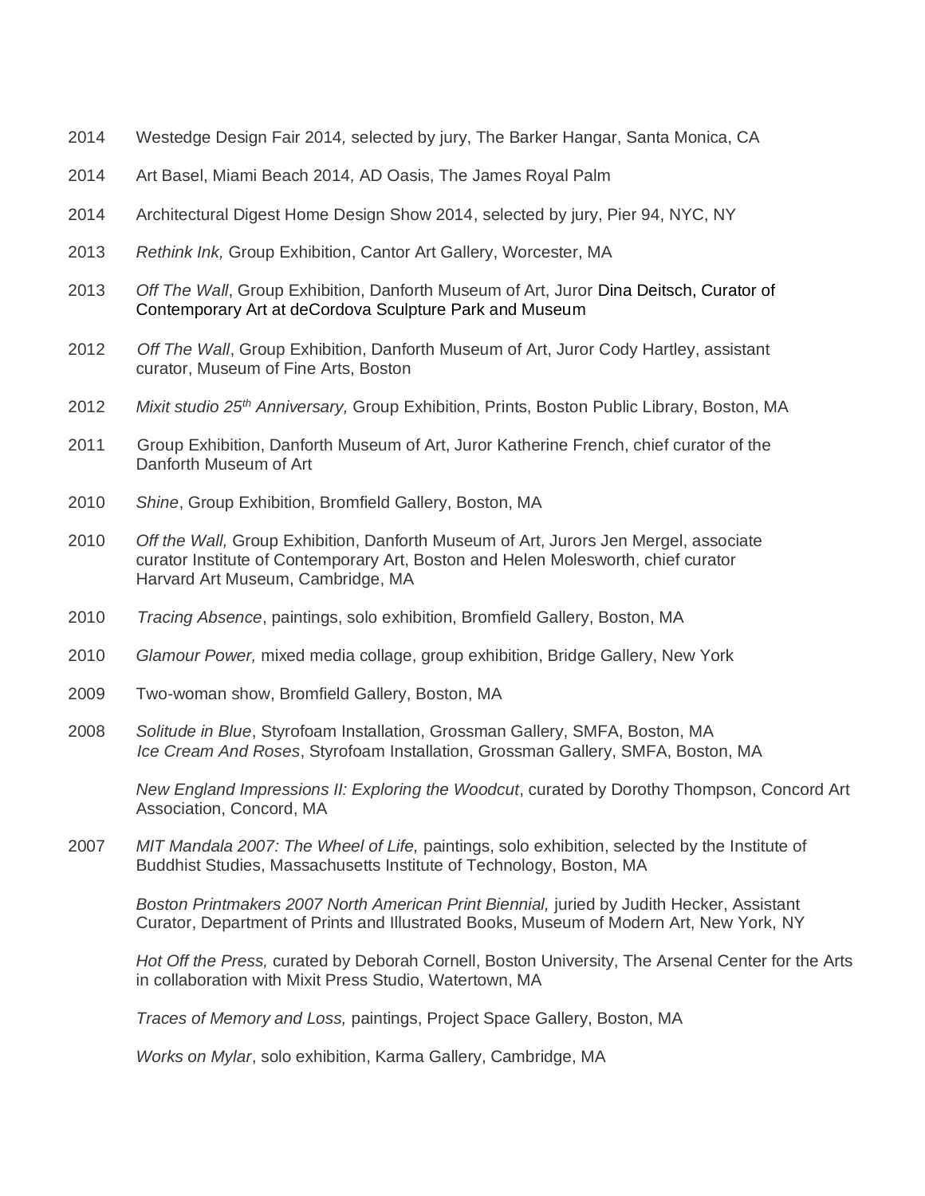2014 Westedge Design Fair 2014, selected by jury, The Barker Hangar, Santa Monica, CA

2014 Art Basel, Miami Beach 2014, AD Oasis, The James Royal Palm

2014 Architectural Digest Home Design Show 2014, selected by jury, Pier 94, NYC, NY

2013 *Rethink Ink,* Group Exhibition, Cantor Art Gallery, Worcester, MA

2013 *Off The Wall*, Group Exhibition, Danforth Museum of Art, Juror Dina Deitsch, Curator of Contemporary Art at deCordova Sculpture Park and Museum

2012 *Off The Wall*, Group Exhibition, Danforth Museum of Art, Juror Cody Hartley, assistant curator, Museum of Fine Arts, Boston

2012 *Mixit studio 25th Anniversary,* Group Exhibition, Prints, Boston Public Library, Boston, MA

2011 Group Exhibition, Danforth Museum of Art, Juror Katherine French, chief curator of the Danforth Museum of Art

2010 *Shine*, Group Exhibition, Bromfield Gallery, Boston, MA

2010 *Off the Wall,* Group Exhibition, Danforth Museum of Art, Jurors Jen Mergel, associate curator Institute of Contemporary Art, Boston and Helen Molesworth, chief curator Harvard Art Museum, Cambridge, MA

2010 *Tracing Absence*, paintings, solo exhibition, Bromfield Gallery, Boston, MA

2010 *Glamour Power,* mixed media collage, group exhibition, Bridge Gallery, New York

2009 Two-woman show, Bromfield Gallery, Boston, MA

2008 *Solitude in Blue*, Styrofoam Installation, Grossman Gallery, SMFA, Boston, MA
*Ice Cream And Roses*, Styrofoam Installation, Grossman Gallery, SMFA, Boston, MA

*New England Impressions II: Exploring the Woodcut*, curated by Dorothy Thompson, Concord Art Association, Concord, MA

2007 *MIT Mandala 2007: The Wheel of Life,* paintings, solo exhibition, selected by the Institute of Buddhist Studies, Massachusetts Institute of Technology, Boston, MA

*Boston Printmakers 2007 North American Print Biennial,* juried by Judith Hecker, Assistant Curator, Department of Prints and Illustrated Books, Museum of Modern Art, New York, NY

*Hot Off the Press,* curated by Deborah Cornell, Boston University, The Arsenal Center for the Arts in collaboration with Mixit Press Studio, Watertown, MA

*Traces of Memory and Loss,* paintings, Project Space Gallery, Boston, MA

*Works on Mylar*, solo exhibition, Karma Gallery, Cambridge, MA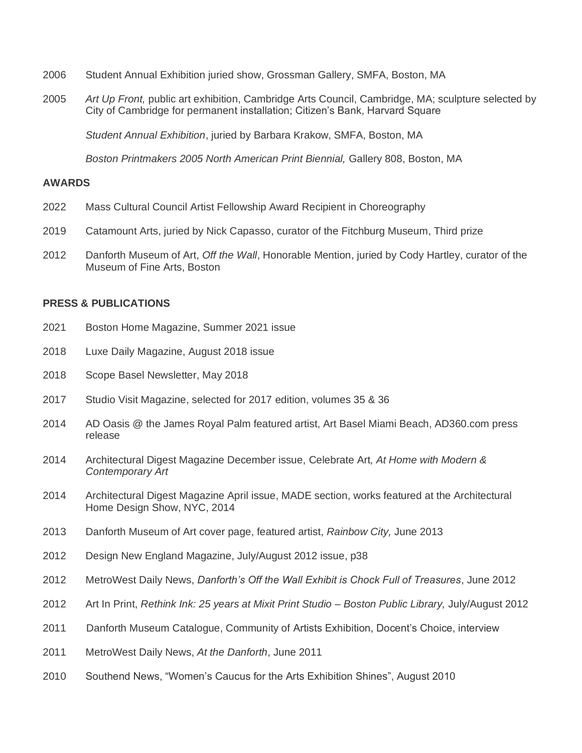2006 Student Annual Exhibition juried show, Grossman Gallery, SMFA, Boston, MA

2005 *Art Up Front,* public art exhibition, Cambridge Arts Council, Cambridge, MA; sculpture selected by City of Cambridge for permanent installation; Citizen's Bank, Harvard Square

*Student Annual Exhibition*, juried by Barbara Krakow, SMFA, Boston, MA

*Boston Printmakers 2005 North American Print Biennial,* Gallery 808, Boston, MA

**AWARDS**

2022 Mass Cultural Council Artist Fellowship Award Recipient in Choreography

2019 Catamount Arts, juried by Nick Capasso, curator of the Fitchburg Museum, Third prize

2012 Danforth Museum of Art, *Off the Wall*, Honorable Mention, juried by Cody Hartley, curator of the Museum of Fine Arts, Boston

**PRESS & PUBLICATIONS**

2021 Boston Home Magazine, Summer 2021 issue

2018 Luxe Daily Magazine, August 2018 issue

2018 Scope Basel Newsletter, May 2018

2017 Studio Visit Magazine, selected for 2017 edition, volumes 35 & 36

2014 AD Oasis @ the James Royal Palm featured artist, Art Basel Miami Beach, AD360.com press release

2014 Architectural Digest Magazine December issue, Celebrate Art*, At Home with Modern & Contemporary Art*

2014 Architectural Digest Magazine April issue, MADE section, works featured at the Architectural Home Design Show, NYC, 2014

2013 Danforth Museum of Art cover page, featured artist, *Rainbow City,* June 2013

2012 Design New England Magazine, July/August 2012 issue, p38

2012 MetroWest Daily News, *Danforth's Off the Wall Exhibit is Chock Full of Treasures*, June 2012

2012 Art In Print, *Rethink Ink: 25 years at Mixit Print Studio – Boston Public Library,* July/August 2012

2011 Danforth Museum Catalogue, Community of Artists Exhibition, Docent's Choice, interview

2011 MetroWest Daily News, *At the Danforth*, June 2011

2010 Southend News, "Women's Caucus for the Arts Exhibition Shines", August 2010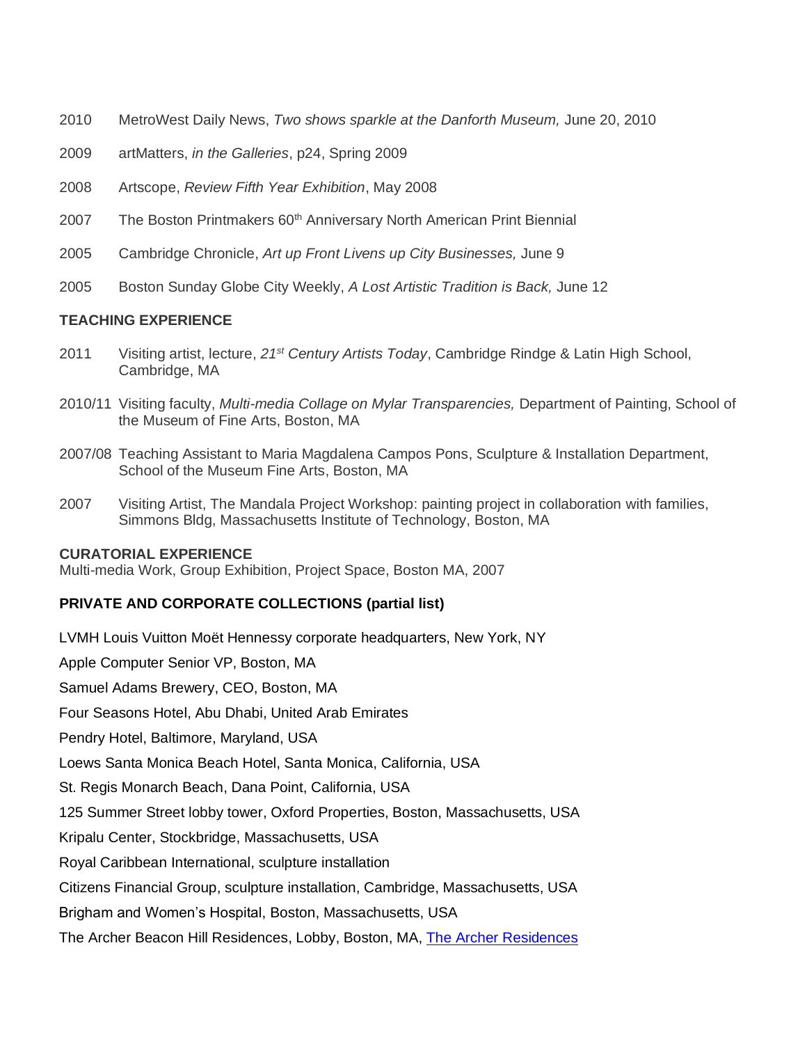2010 MetroWest Daily News, *Two shows sparkle at the Danforth Museum,* June 20, 2010

2009 artMatters, *in the Galleries*, p24, Spring 2009

2008 Artscope, *Review Fifth Year Exhibition*, May 2008

2007 The Boston Printmakers 60th Anniversary North American Print Biennial

2005 Cambridge Chronicle, *Art up Front Livens up City Businesses,* June 9

2005 Boston Sunday Globe City Weekly, *A Lost Artistic Tradition is Back,* June 12

**TEACHING EXPERIENCE**

2011 Visiting artist, lecture, *21st Century Artists Today*, Cambridge Rindge & Latin High School, Cambridge, MA

2010/11 Visiting faculty, *Multi-media Collage on Mylar Transparencies,* Department of Painting, School of the Museum of Fine Arts, Boston, MA

2007/08 Teaching Assistant to Maria Magdalena Campos Pons, Sculpture & Installation Department, School of the Museum Fine Arts, Boston, MA

2007 Visiting Artist, The Mandala Project Workshop: painting project in collaboration with families, Simmons Bldg, Massachusetts Institute of Technology, Boston, MA

**CURATORIAL EXPERIENCE**
Multi-media Work, Group Exhibition, Project Space, Boston MA, 2007

**PRIVATE AND CORPORATE COLLECTIONS (partial list)**

LVMH Louis Vuitton Moët Hennessy corporate headquarters, New York, NY

Apple Computer Senior VP, Boston, MA

Samuel Adams Brewery, CEO, Boston, MA

Four Seasons Hotel, Abu Dhabi, United Arab Emirates

Pendry Hotel, Baltimore, Maryland, USA

Loews Santa Monica Beach Hotel, Santa Monica, California, USA

St. Regis Monarch Beach, Dana Point, California, USA

125 Summer Street lobby tower, Oxford Properties, Boston, Massachusetts, USA

Kripalu Center, Stockbridge, Massachusetts, USA

Royal Caribbean International, sculpture installation

Citizens Financial Group, sculpture installation, Cambridge, Massachusetts, USA

Brigham and Women's Hospital, Boston, Massachusetts, USA

The Archer Beacon Hill Residences, Lobby, Boston, MA, The Archer Residences